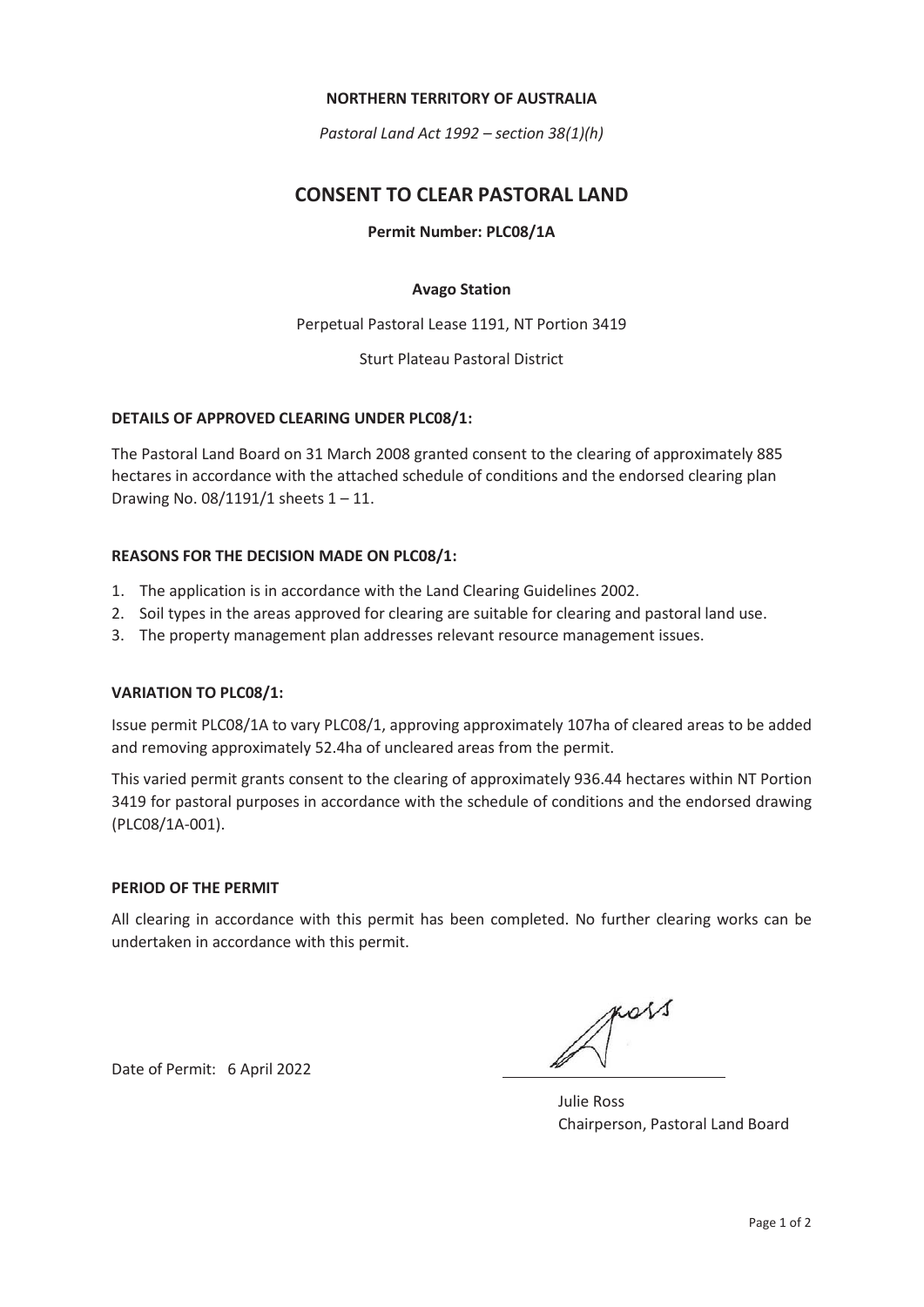**NORTHERN TERRITORY OF AUSTRALIA**

*Pastoral Land Act 1992 – section 38(1)(h)*

# CONSENT TO CLEAR PASTORAL LAND

**Permit Number: PLC08/1A**

**Avago Station**

Perpetual Pastoral Lease 1191, NT Portion 3419

Sturt Plateau Pastoral District

**DETAILS OF APPROVED CLEARING UNDER PLC08/1:**

The Pastoral Land Board on 31 March 2008 granted consent to the clearing of approximately 885 hectares in accordance with the attached schedule of conditions and the endorsed clearing plan Drawing No. 08/1191/1 sheets 1 – 11.

**REASONS FOR THE DECISION MADE ON PLC08/1:**

1. The application is in accordance with the Land Clearing Guidelines 2002.
2. Soil types in the areas approved for clearing are suitable for clearing and pastoral land use.
3. The property management plan addresses relevant resource management issues.

**VARIATION TO PLC08/1:**

Issue permit PLC08/1A to vary PLC08/1, approving approximately 107ha of cleared areas to be added and removing approximately 52.4ha of uncleared areas from the permit.

This varied permit grants consent to the clearing of approximately 936.44 hectares within NT Portion 3419 for pastoral purposes in accordance with the schedule of conditions and the endorsed drawing (PLC08/1A-001).

**PERIOD OF THE PERMIT**

All clearing in accordance with this permit has been completed. No further clearing works can be undertaken in accordance with this permit.

Date of Permit: 6 April 2022

Julie Ross
Chairperson, Pastoral Land Board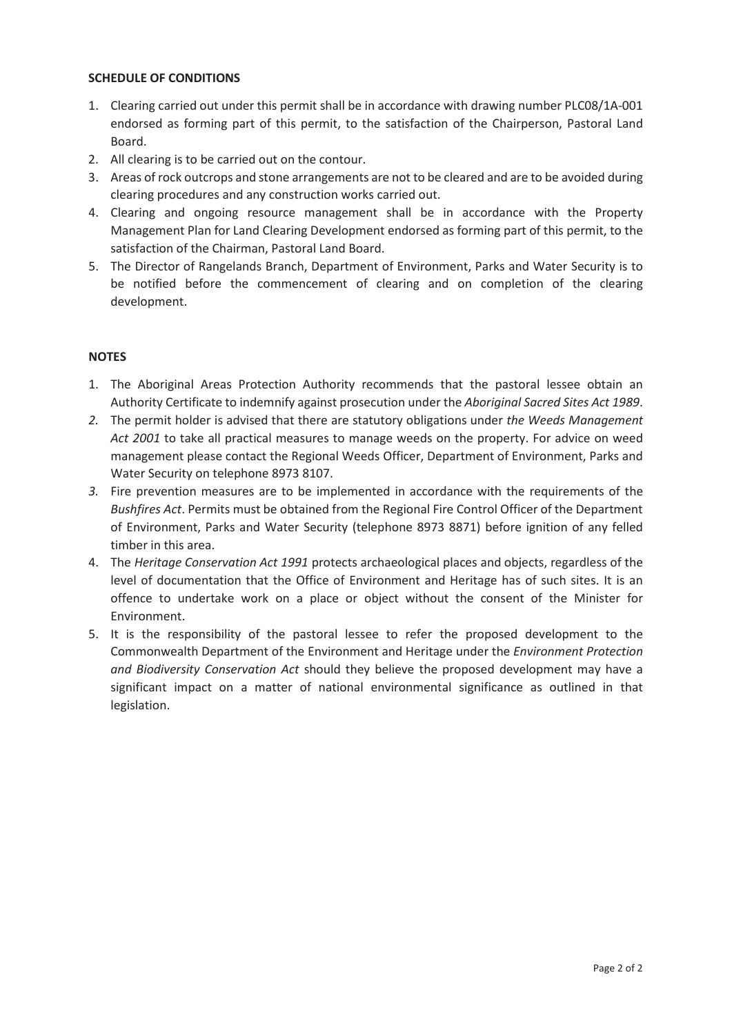**SCHEDULE OF CONDITIONS**

1. Clearing carried out under this permit shall be in accordance with drawing number PLC08/1A-001 endorsed as forming part of this permit, to the satisfaction of the Chairperson, Pastoral Land Board.
2. All clearing is to be carried out on the contour.
3. Areas of rock outcrops and stone arrangements are not to be cleared and are to be avoided during clearing procedures and any construction works carried out.
4. Clearing and ongoing resource management shall be in accordance with the Property Management Plan for Land Clearing Development endorsed as forming part of this permit, to the satisfaction of the Chairman, Pastoral Land Board.
5. The Director of Rangelands Branch, Department of Environment, Parks and Water Security is to be notified before the commencement of clearing and on completion of the clearing development.

**NOTES**

1. The Aboriginal Areas Protection Authority recommends that the pastoral lessee obtain an Authority Certificate to indemnify against prosecution under the *Aboriginal Sacred Sites Act 1989*.
2. The permit holder is advised that there are statutory obligations under *the Weeds Management Act 2001* to take all practical measures to manage weeds on the property. For advice on weed management please contact the Regional Weeds Officer, Department of Environment, Parks and Water Security on telephone 8973 8107.
3. Fire prevention measures are to be implemented in accordance with the requirements of the *Bushfires Act*. Permits must be obtained from the Regional Fire Control Officer of the Department of Environment, Parks and Water Security (telephone 8973 8871) before ignition of any felled timber in this area.
4. The *Heritage Conservation Act 1991* protects archaeological places and objects, regardless of the level of documentation that the Office of Environment and Heritage has of such sites. It is an offence to undertake work on a place or object without the consent of the Minister for Environment.
5. It is the responsibility of the pastoral lessee to refer the proposed development to the Commonwealth Department of the Environment and Heritage under the *Environment Protection and Biodiversity Conservation Act* should they believe the proposed development may have a significant impact on a matter of national environmental significance as outlined in that legislation.